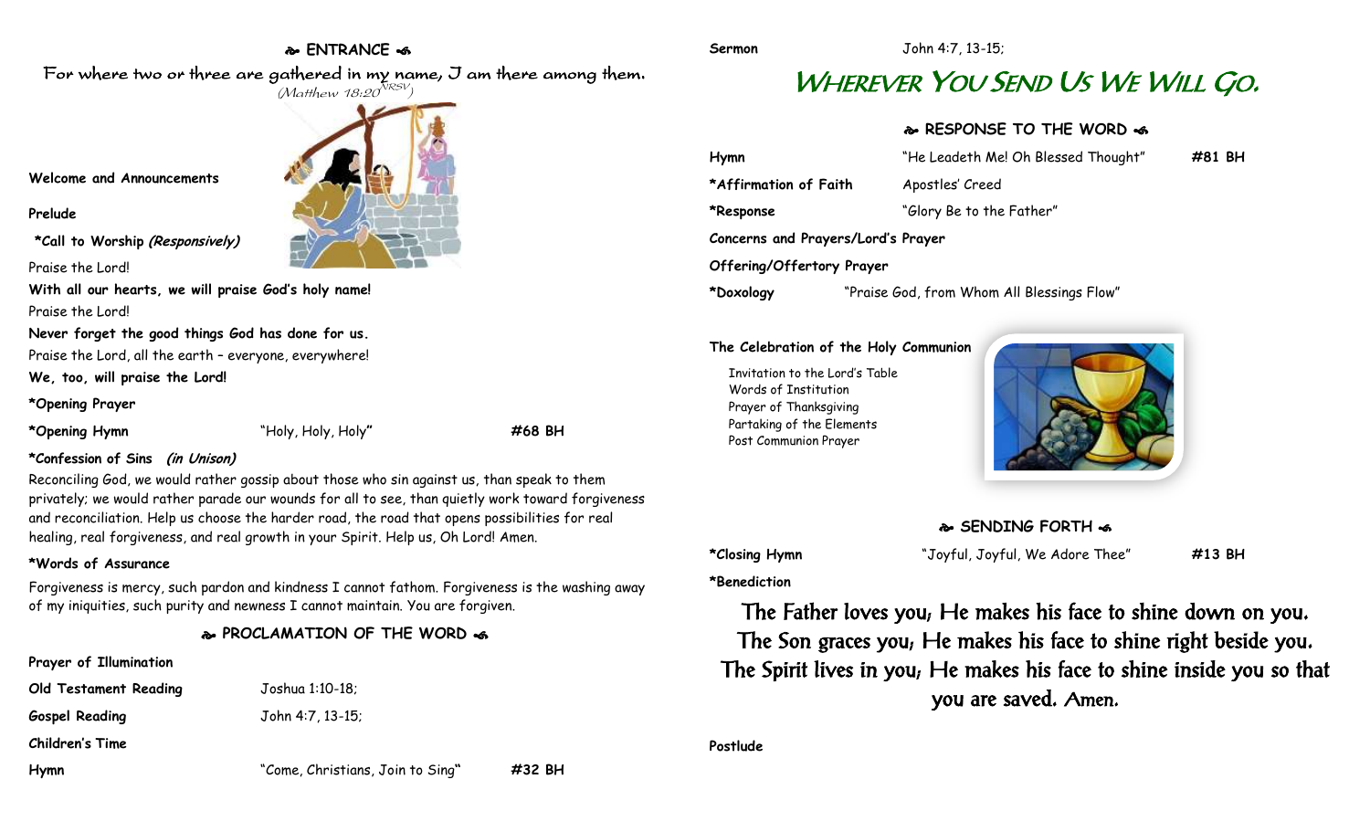## ❧ ENTRANCE ☙

For where two or three are gathered in my name, I am there among them.
*(Matthew 18:20 NRSV)*

**Welcome and Announcements**

**Prelude**

**\*Call to Worship *(Responsively)***

Praise the Lord!

**With all our hearts, we will praise God's holy name!**

Praise the Lord!

**Never forget the good things God has done for us.**

Praise the Lord, all the earth – everyone, everywhere!

**We, too, will praise the Lord!**

**\*Opening Prayer**

**\*Opening Hymn** "Holy, Holy, Holy" **#68 BH**

**\*Confession of Sins *(in Unison)***

Reconciling God, we would rather gossip about those who sin against us, than speak to them privately; we would rather parade our wounds for all to see, than quietly work toward forgiveness and reconciliation. Help us choose the harder road, the road that opens possibilities for real healing, real forgiveness, and real growth in your Spirit. Help us, Oh Lord! Amen.

**\*Words of Assurance**

Forgiveness is mercy, such pardon and kindness I cannot fathom. Forgiveness is the washing away of my iniquities, such purity and newness I cannot maintain. You are forgiven.

## ❧ PROCLAMATION OF THE WORD ☙

**Prayer of Illumination**

**Old Testament Reading** Joshua 1:10-18;

**Gospel Reading** John 4:7, 13-15;

**Children's Time**

**Hymn** "Come, Christians, Join to Sing" **#32 BH**

**Sermon** John 4:7, 13-15;

# Wherever You Send Us We Will Go.

## ❧ RESPONSE TO THE WORD ☙

**Hymn** "He Leadeth Me! Oh Blessed Thought" **#81 BH**

**\*Affirmation of Faith** Apostles' Creed

**\*Response** "Glory Be to the Father"

**Concerns and Prayers/Lord's Prayer**

**Offering/Offertory Prayer**

**\*Doxology** "Praise God, from Whom All Blessings Flow"

**The Celebration of the Holy Communion**

- Invitation to the Lord's Table
- Words of Institution
- Prayer of Thanksgiving
- Partaking of the Elements
- Post Communion Prayer

## ❧ SENDING FORTH ☙

**\*Closing Hymn** "Joyful, Joyful, We Adore Thee" **#13 BH**

**\*Benediction**

The Father loves you; He makes his face to shine down on you. The Son graces you; He makes his face to shine right beside you. The Spirit lives in you; He makes his face to shine inside you so that you are saved. Amen.

**Postlude**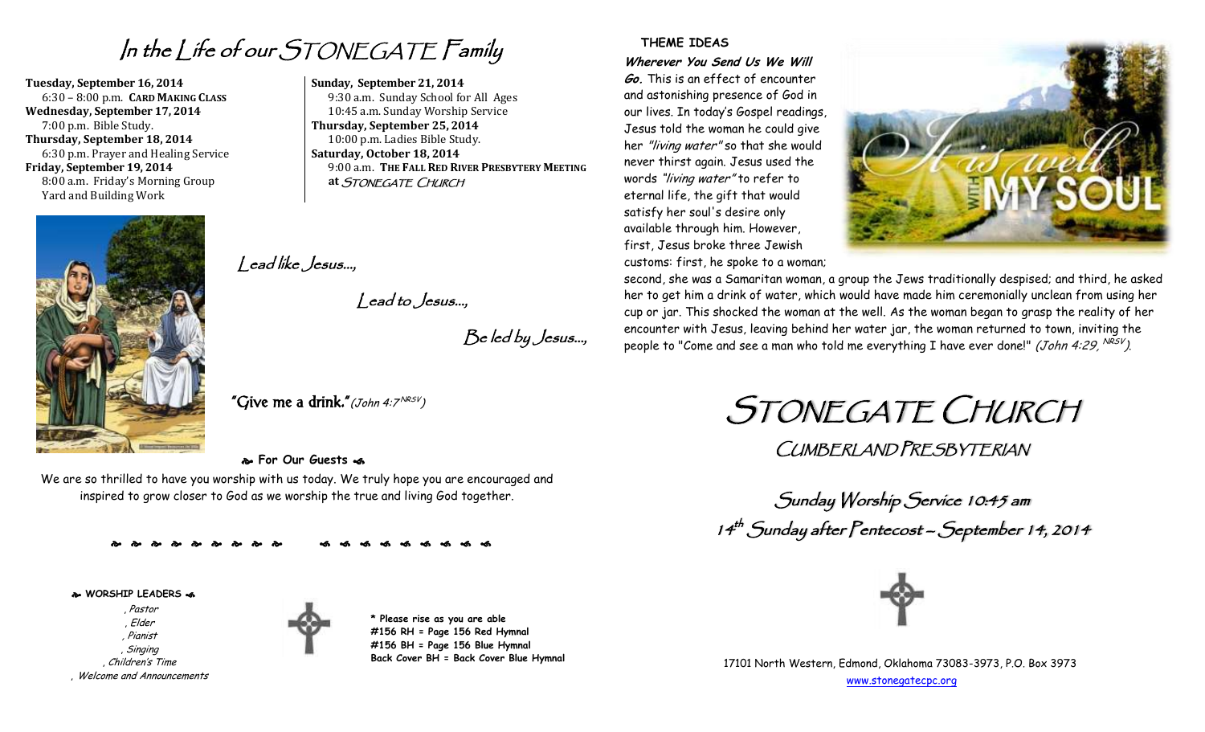# In the Life of our STONEGATE Family

**Tuesday, September 16, 2014**
6:30 – 8:00 p.m. **CARD MAKING CLASS**
**Wednesday, September 17, 2014**
7:00 p.m. Bible Study.
**Thursday, September 18, 2014**
6:30 p.m. Prayer and Healing Service
**Friday, September 19, 2014**
8:00 a.m. Friday's Morning Group
Yard and Building Work

**Sunday, September 21, 2014**
9:30 a.m. Sunday School for All Ages
10:45 a.m. Sunday Worship Service
**Thursday, September 25, 2014**
10:00 p.m. Ladies Bible Study.
**Saturday, October 18, 2014**
9:00 a.m. **THE FALL RED RIVER PRESBYTERY MEETING at** STONEGATE CHURCH

Lead like Jesus…,

Lead to Jesus…,

Be led by Jesus…,

**"Give me a drink."** *(John 4:7 NRSV)*

**For Our Guests**

We are so thrilled to have you worship with us today. We truly hope you are encouraged and inspired to grow closer to God as we worship the true and living God together.

**WORSHIP LEADERS**

, *Pastor*
, *Elder*
, *Pianist*
, *Singing*
, *Children's Time*
, *Welcome and Announcements*

**\* Please rise as you are able**
**#156 RH = Page 156 Red Hymnal**
**#156 BH = Page 156 Blue Hymnal**
**Back Cover BH = Back Cover Blue Hymnal**

## THEME IDEAS

***Wherever You Send Us We Will Go.*** This is an effect of encounter and astonishing presence of God in our lives. In today's Gospel readings, Jesus told the woman he could give her *"living water"* so that she would never thirst again. Jesus used the words *"living water"* to refer to eternal life, the gift that would satisfy her soul's desire only available through him. However, first, Jesus broke three Jewish customs: first, he spoke to a woman; second, she was a Samaritan woman, a group the Jews traditionally despised; and third, he asked her to get him a drink of water, which would have made him ceremonially unclean from using her cup or jar. This shocked the woman at the well. As the woman began to grasp the reality of her encounter with Jesus, leaving behind her water jar, the woman returned to town, inviting the people to "Come and see a man who told me everything I have ever done!" *(John 4:29, NRSV)*.

It is well with MY SOUL

# STONEGATE CHURCH

## CUMBERLAND PRESBYTERIAN

Sunday Worship Service 10:45 am

14th Sunday after Pentecost – September 14, 2014

17101 North Western, Edmond, Oklahoma 73083-3973, P.O. Box 3973
www.stonegatecpc.org